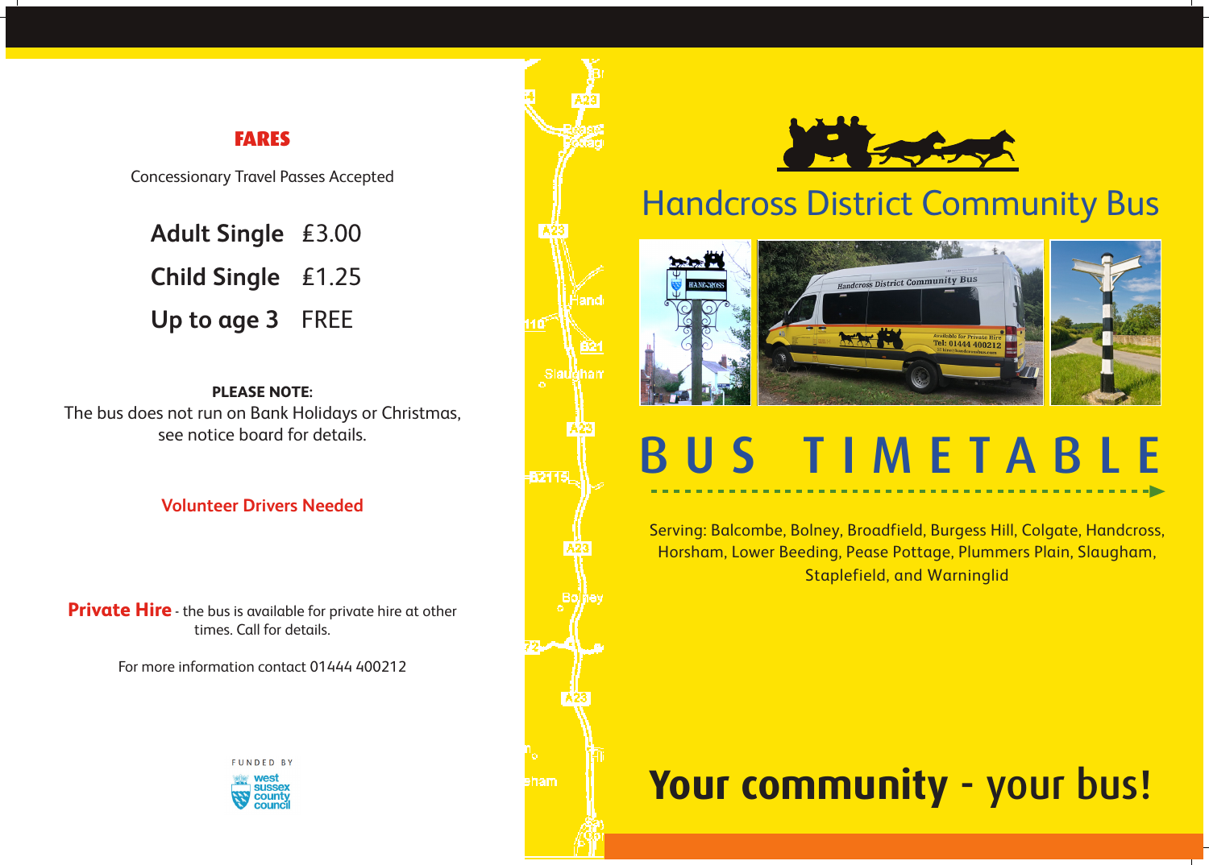## FARES

Concessionary Travel Passes Accepted

| | |
|---|---|
| **Adult Single** | £3.00 |
| **Child Single** | £1.25 |
| **Up to age 3** | FREE |

**PLEASE NOTE:**
The bus does not run on Bank Holidays or Christmas, see notice board for details.

**Volunteer Drivers Needed**

**Private Hire** - the bus is available for private hire at other times. Call for details.

For more information contact 01444 400212

FUNDED BY west sussex county council

# Handcross District Community Bus

# BUS TIMETABLE

Serving: Balcombe, Bolney, Broadfield, Burgess Hill, Colgate, Handcross, Horsham, Lower Beeding, Pease Pottage, Plummers Plain, Slaugham, Staplefield, and Warninglid

**Your community - your bus!**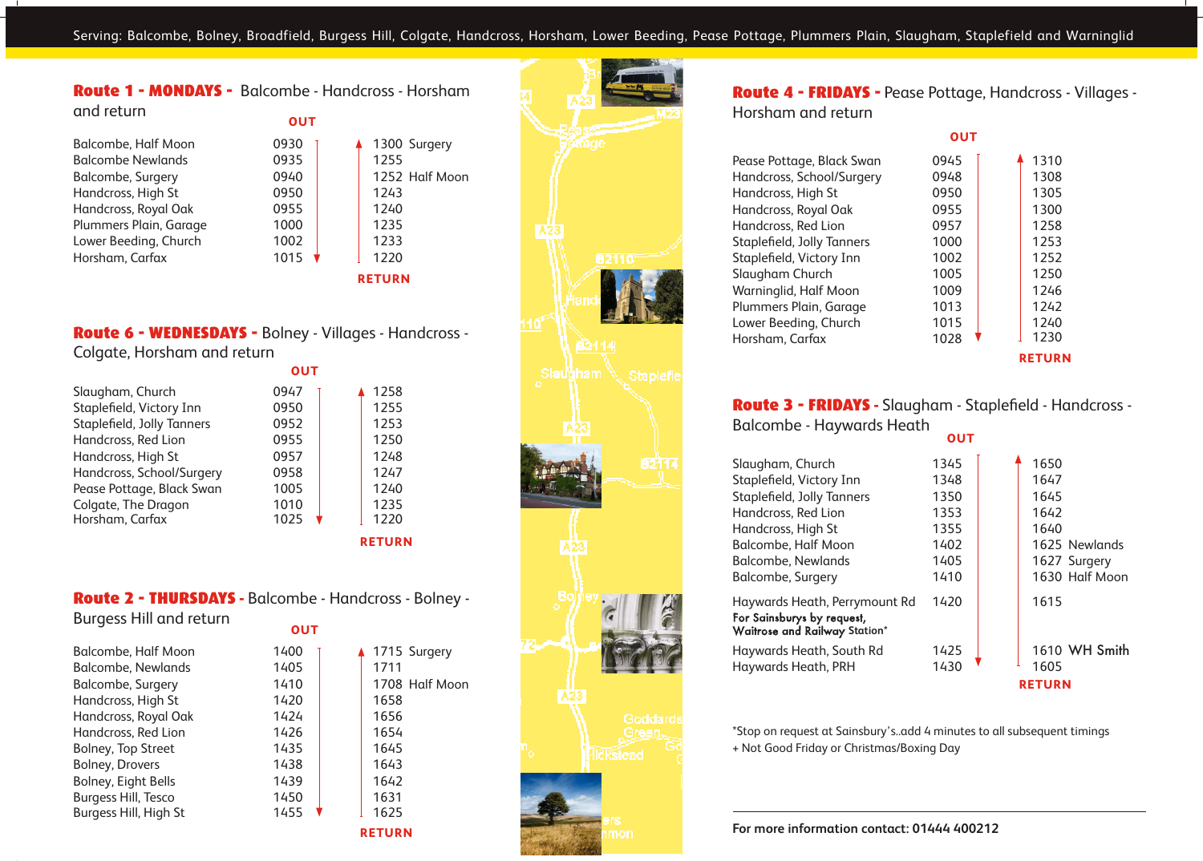Serving: Balcombe, Bolney, Broadfield, Burgess Hill, Colgate, Handcross, Horsham, Lower Beeding, Pease Pottage, Plummers Plain, Slaugham, Staplefield and Warninglid

## Route 1 - MONDAYS - Balcombe - Handcross - Horsham and return

| Stop | OUT | RETURN |
|---|---|---|
| Balcombe, Half Moon | 0930 | 1300 Surgery |
| Balcombe Newlands | 0935 | 1255 |
| Balcombe, Surgery | 0940 | 1252 Half Moon |
| Handcross, High St | 0950 | 1243 |
| Handcross, Royal Oak | 0955 | 1240 |
| Plummers Plain, Garage | 1000 | 1235 |
| Lower Beeding, Church | 1002 | 1233 |
| Horsham, Carfax | 1015 | 1220 |

## Route 6 - WEDNESDAYS - Bolney - Villages - Handcross - Colgate, Horsham and return

| Stop | OUT | RETURN |
|---|---|---|
| Slaugham, Church | 0947 | 1258 |
| Staplefield, Victory Inn | 0950 | 1255 |
| Staplefield, Jolly Tanners | 0952 | 1253 |
| Handcross, Red Lion | 0955 | 1250 |
| Handcross, High St | 0957 | 1248 |
| Handcross, School/Surgery | 0958 | 1247 |
| Pease Pottage, Black Swan | 1005 | 1240 |
| Colgate, The Dragon | 1010 | 1235 |
| Horsham, Carfax | 1025 | 1220 |

## Route 2 - THURSDAYS - Balcombe - Handcross - Bolney - Burgess Hill and return

| Stop | OUT | RETURN |
|---|---|---|
| Balcombe, Half Moon | 1400 | 1715 Surgery |
| Balcombe, Newlands | 1405 | 1711 |
| Balcombe, Surgery | 1410 | 1708 Half Moon |
| Handcross, High St | 1420 | 1658 |
| Handcross, Royal Oak | 1424 | 1656 |
| Handcross, Red Lion | 1426 | 1654 |
| Bolney, Top Street | 1435 | 1645 |
| Bolney, Drovers | 1438 | 1643 |
| Bolney, Eight Bells | 1439 | 1642 |
| Burgess Hill, Tesco | 1450 | 1631 |
| Burgess Hill, High St | 1455 | 1625 |

## Route 4 - FRIDAYS - Pease Pottage, Handcross - Villages - Horsham and return

| Stop | OUT | RETURN |
|---|---|---|
| Pease Pottage, Black Swan | 0945 | 1310 |
| Handcross, School/Surgery | 0948 | 1308 |
| Handcross, High St | 0950 | 1305 |
| Handcross, Royal Oak | 0955 | 1300 |
| Handcross, Red Lion | 0957 | 1258 |
| Staplefield, Jolly Tanners | 1000 | 1253 |
| Staplefield, Victory Inn | 1002 | 1252 |
| Slaugham Church | 1005 | 1250 |
| Warninglid, Half Moon | 1009 | 1246 |
| Plummers Plain, Garage | 1013 | 1242 |
| Lower Beeding, Church | 1015 | 1240 |
| Horsham, Carfax | 1028 | 1230 |

## Route 3 - FRIDAYS - Slaugham - Staplefield - Handcross - Balcombe - Haywards Heath

| Stop | OUT | RETURN |
|---|---|---|
| Slaugham, Church | 1345 | 1650 |
| Staplefield, Victory Inn | 1348 | 1647 |
| Staplefield, Jolly Tanners | 1350 | 1645 |
| Handcross, Red Lion | 1353 | 1642 |
| Handcross, High St | 1355 | 1640 |
| Balcombe, Half Moon | 1402 | 1625 Newlands |
| Balcombe, Newlands | 1405 | 1627 Surgery |
| Balcombe, Surgery | 1410 | 1630 Half Moon |
| Haywards Heath, Perrymount Rd | 1420 | 1615 |
| **For Sainsburys by request, Waitrose and Railway Station*** | | |
| Haywards Heath, South Rd | 1425 | 1610 WH Smith |
| Haywards Heath, PRH | 1430 | 1605 |

*Stop on request at Sainsbury's..add 4 minutes to all subsequent timings
+ Not Good Friday or Christmas/Boxing Day

**For more information contact: 01444 400212**